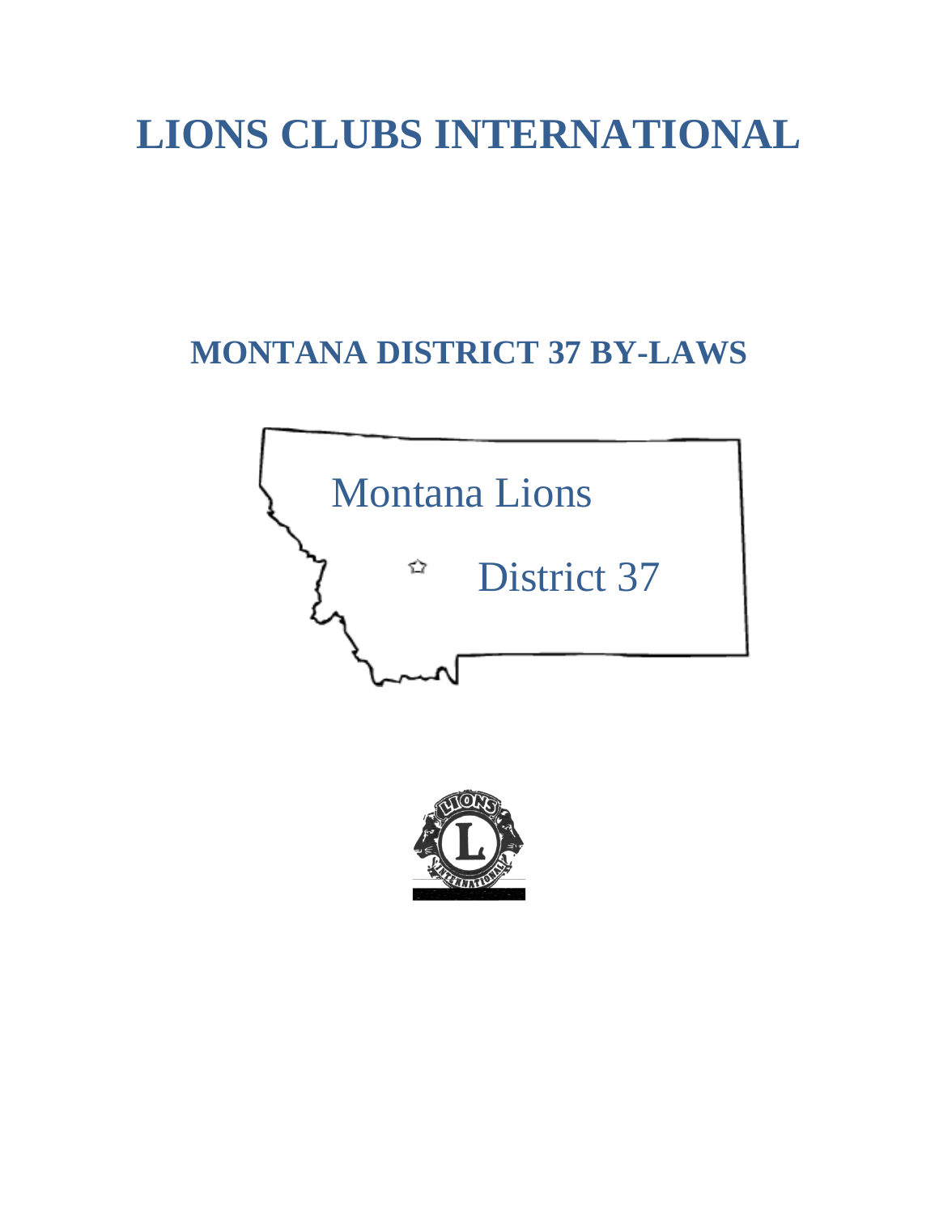# LIONS CLUBS INTERNATIONAL

## MONTANA DISTRICT 37 BY-LAWS

Montana Lions

District 37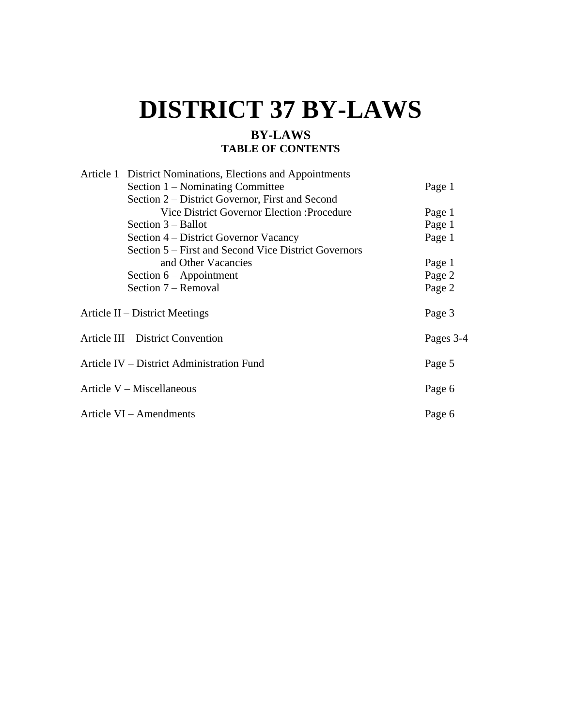# DISTRICT 37 BY-LAWS

## BY-LAWS
### TABLE OF CONTENTS

| | | |
|---|---|---|
| Article 1 | District Nominations, Elections and Appointments | |
| | Section 1 – Nominating Committee | Page 1 |
| | Section 2 – District Governor, First and Second Vice District Governor Election :Procedure | Page 1 |
| | Section 3 – Ballot | Page 1 |
| | Section 4 – District Governor Vacancy | Page 1 |
| | Section 5 – First and Second Vice District Governors and Other Vacancies | Page 1 |
| | Section 6 – Appointment | Page 2 |
| | Section 7 – Removal | Page 2 |
| Article II – District Meetings | | Page 3 |
| Article III – District Convention | | Pages 3-4 |
| Article IV – District Administration Fund | | Page 5 |
| Article V – Miscellaneous | | Page 6 |
| Article VI – Amendments | | Page 6 |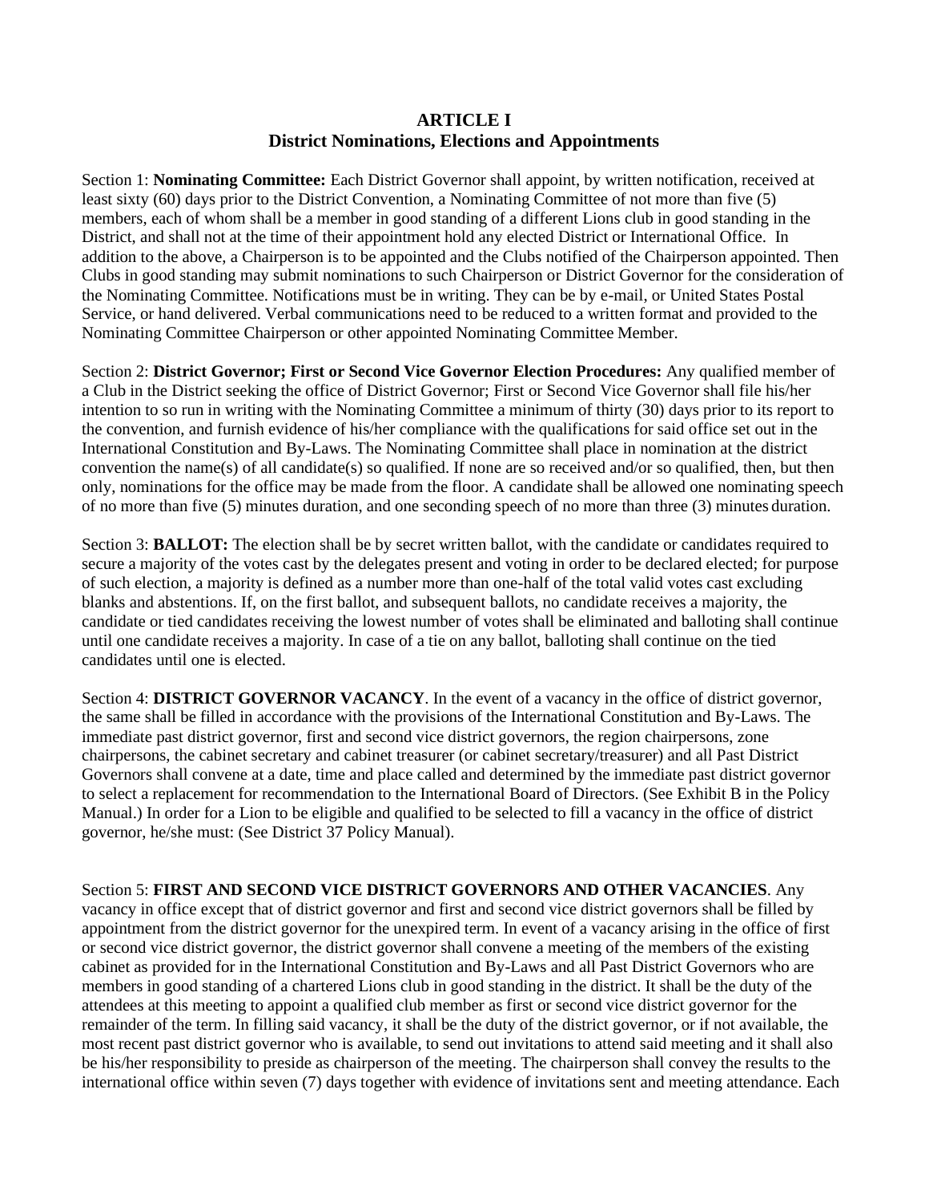# ARTICLE I
## District Nominations, Elections and Appointments

Section 1: **Nominating Committee:** Each District Governor shall appoint, by written notification, received at least sixty (60) days prior to the District Convention, a Nominating Committee of not more than five (5) members, each of whom shall be a member in good standing of a different Lions club in good standing in the District, and shall not at the time of their appointment hold any elected District or International Office. In addition to the above, a Chairperson is to be appointed and the Clubs notified of the Chairperson appointed. Then Clubs in good standing may submit nominations to such Chairperson or District Governor for the consideration of the Nominating Committee. Notifications must be in writing. They can be by e-mail, or United States Postal Service, or hand delivered. Verbal communications need to be reduced to a written format and provided to the Nominating Committee Chairperson or other appointed Nominating Committee Member.

Section 2: **District Governor; First or Second Vice Governor Election Procedures:** Any qualified member of a Club in the District seeking the office of District Governor; First or Second Vice Governor shall file his/her intention to so run in writing with the Nominating Committee a minimum of thirty (30) days prior to its report to the convention, and furnish evidence of his/her compliance with the qualifications for said office set out in the International Constitution and By-Laws. The Nominating Committee shall place in nomination at the district convention the name(s) of all candidate(s) so qualified. If none are so received and/or so qualified, then, but then only, nominations for the office may be made from the floor. A candidate shall be allowed one nominating speech of no more than five (5) minutes duration, and one seconding speech of no more than three (3) minutes duration.

Section 3: **BALLOT:** The election shall be by secret written ballot, with the candidate or candidates required to secure a majority of the votes cast by the delegates present and voting in order to be declared elected; for purpose of such election, a majority is defined as a number more than one-half of the total valid votes cast excluding blanks and abstentions. If, on the first ballot, and subsequent ballots, no candidate receives a majority, the candidate or tied candidates receiving the lowest number of votes shall be eliminated and balloting shall continue until one candidate receives a majority. In case of a tie on any ballot, balloting shall continue on the tied candidates until one is elected.

Section 4: **DISTRICT GOVERNOR VACANCY**. In the event of a vacancy in the office of district governor, the same shall be filled in accordance with the provisions of the International Constitution and By-Laws. The immediate past district governor, first and second vice district governors, the region chairpersons, zone chairpersons, the cabinet secretary and cabinet treasurer (or cabinet secretary/treasurer) and all Past District Governors shall convene at a date, time and place called and determined by the immediate past district governor to select a replacement for recommendation to the International Board of Directors. (See Exhibit B in the Policy Manual.) In order for a Lion to be eligible and qualified to be selected to fill a vacancy in the office of district governor, he/she must: (See District 37 Policy Manual).

Section 5: **FIRST AND SECOND VICE DISTRICT GOVERNORS AND OTHER VACANCIES**. Any vacancy in office except that of district governor and first and second vice district governors shall be filled by appointment from the district governor for the unexpired term. In event of a vacancy arising in the office of first or second vice district governor, the district governor shall convene a meeting of the members of the existing cabinet as provided for in the International Constitution and By-Laws and all Past District Governors who are members in good standing of a chartered Lions club in good standing in the district. It shall be the duty of the attendees at this meeting to appoint a qualified club member as first or second vice district governor for the remainder of the term. In filling said vacancy, it shall be the duty of the district governor, or if not available, the most recent past district governor who is available, to send out invitations to attend said meeting and it shall also be his/her responsibility to preside as chairperson of the meeting. The chairperson shall convey the results to the international office within seven (7) days together with evidence of invitations sent and meeting attendance. Each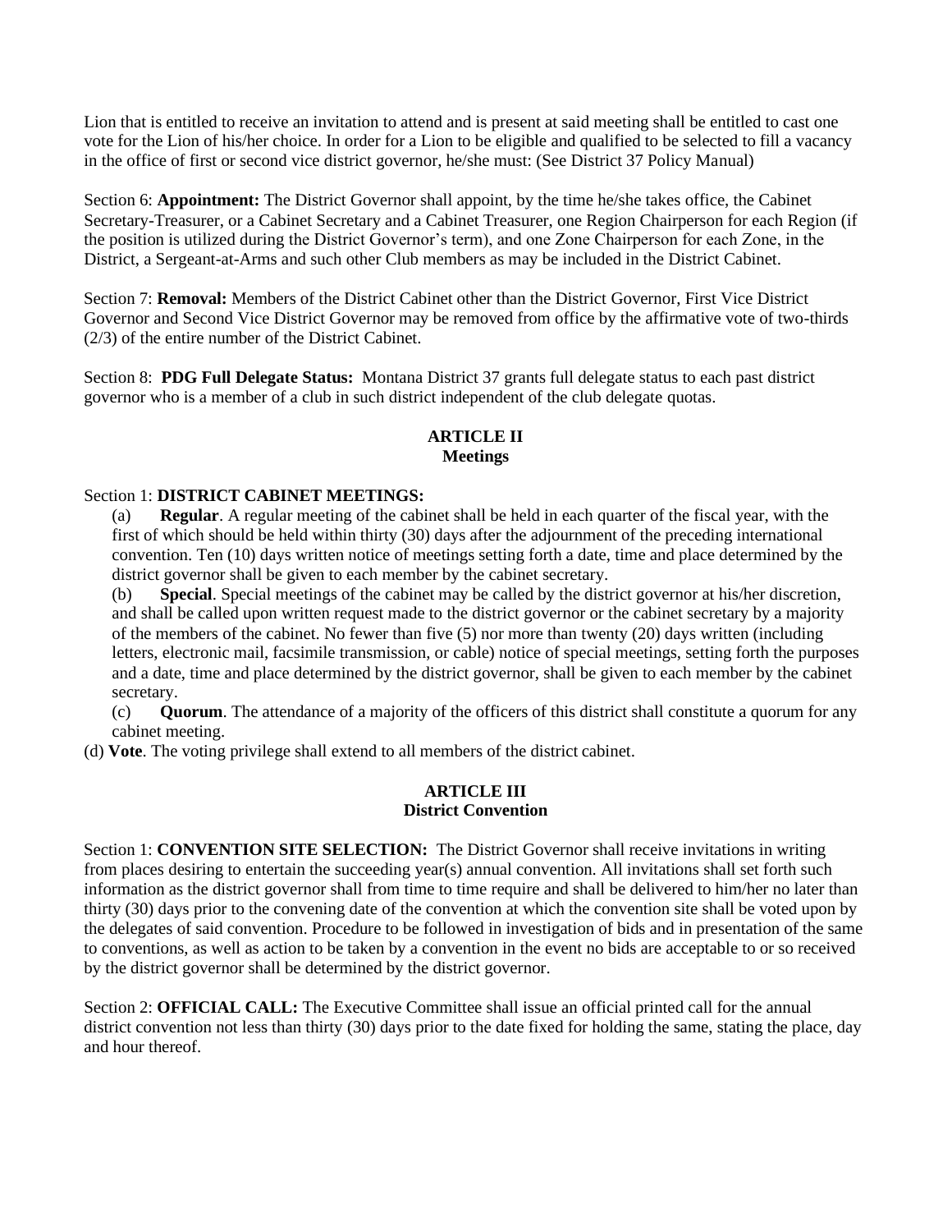Lion that is entitled to receive an invitation to attend and is present at said meeting shall be entitled to cast one vote for the Lion of his/her choice. In order for a Lion to be eligible and qualified to be selected to fill a vacancy in the office of first or second vice district governor, he/she must: (See District 37 Policy Manual)

Section 6: **Appointment:** The District Governor shall appoint, by the time he/she takes office, the Cabinet Secretary-Treasurer, or a Cabinet Secretary and a Cabinet Treasurer, one Region Chairperson for each Region (if the position is utilized during the District Governor's term), and one Zone Chairperson for each Zone, in the District, a Sergeant-at-Arms and such other Club members as may be included in the District Cabinet.

Section 7: **Removal:** Members of the District Cabinet other than the District Governor, First Vice District Governor and Second Vice District Governor may be removed from office by the affirmative vote of two-thirds (2/3) of the entire number of the District Cabinet.

Section 8: **PDG Full Delegate Status:** Montana District 37 grants full delegate status to each past district governor who is a member of a club in such district independent of the club delegate quotas.

## ARTICLE II
## Meetings

Section 1: **DISTRICT CABINET MEETINGS:**

(a) **Regular**. A regular meeting of the cabinet shall be held in each quarter of the fiscal year, with the first of which should be held within thirty (30) days after the adjournment of the preceding international convention. Ten (10) days written notice of meetings setting forth a date, time and place determined by the district governor shall be given to each member by the cabinet secretary.

(b) **Special**. Special meetings of the cabinet may be called by the district governor at his/her discretion, and shall be called upon written request made to the district governor or the cabinet secretary by a majority of the members of the cabinet. No fewer than five (5) nor more than twenty (20) days written (including letters, electronic mail, facsimile transmission, or cable) notice of special meetings, setting forth the purposes and a date, time and place determined by the district governor, shall be given to each member by the cabinet secretary.

(c) **Quorum**. The attendance of a majority of the officers of this district shall constitute a quorum for any cabinet meeting.

(d) **Vote**. The voting privilege shall extend to all members of the district cabinet.

## ARTICLE III
## District Convention

Section 1: **CONVENTION SITE SELECTION:** The District Governor shall receive invitations in writing from places desiring to entertain the succeeding year(s) annual convention. All invitations shall set forth such information as the district governor shall from time to time require and shall be delivered to him/her no later than thirty (30) days prior to the convening date of the convention at which the convention site shall be voted upon by the delegates of said convention. Procedure to be followed in investigation of bids and in presentation of the same to conventions, as well as action to be taken by a convention in the event no bids are acceptable to or so received by the district governor shall be determined by the district governor.

Section 2: **OFFICIAL CALL:** The Executive Committee shall issue an official printed call for the annual district convention not less than thirty (30) days prior to the date fixed for holding the same, stating the place, day and hour thereof.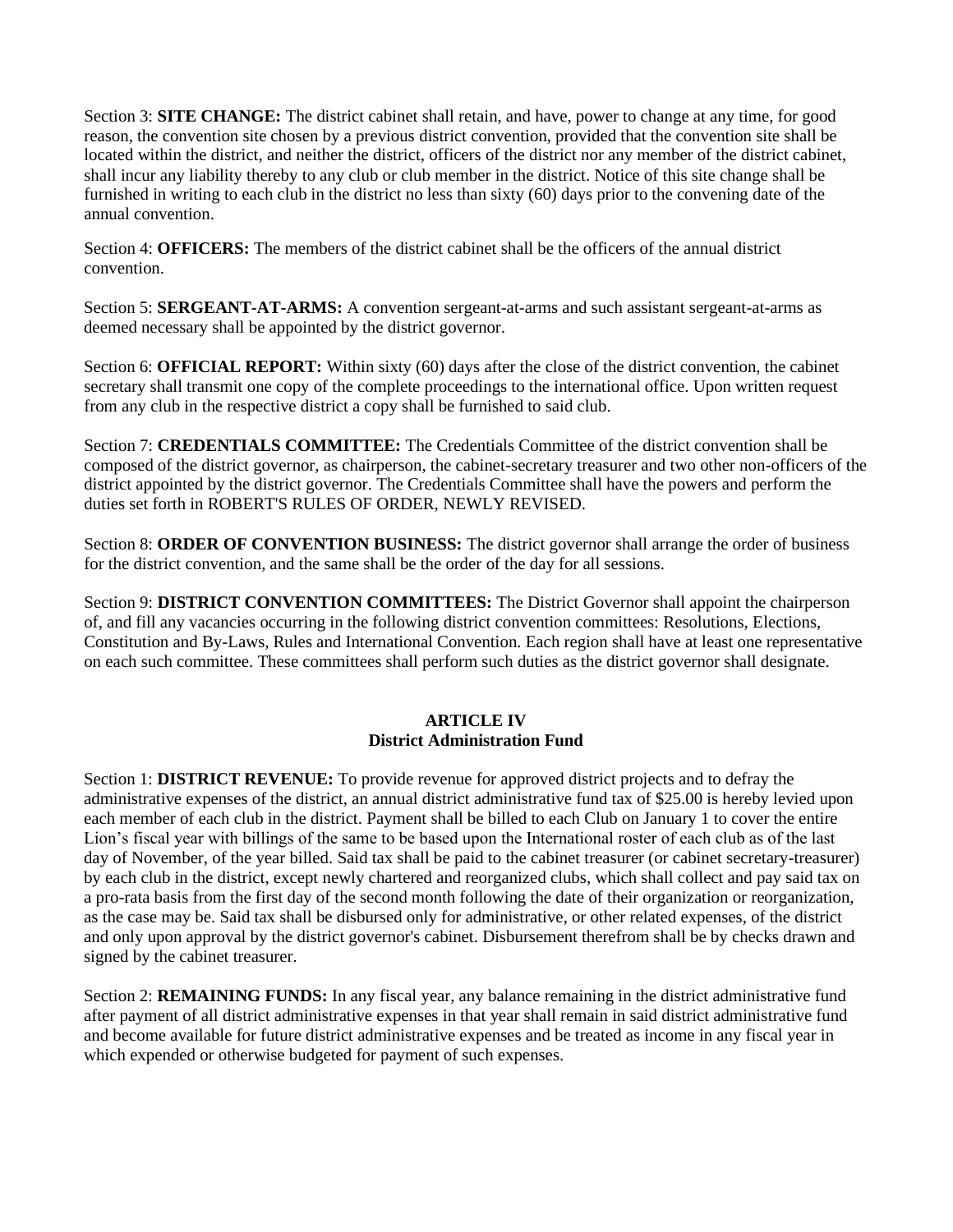Section 3: **SITE CHANGE:** The district cabinet shall retain, and have, power to change at any time, for good reason, the convention site chosen by a previous district convention, provided that the convention site shall be located within the district, and neither the district, officers of the district nor any member of the district cabinet, shall incur any liability thereby to any club or club member in the district. Notice of this site change shall be furnished in writing to each club in the district no less than sixty (60) days prior to the convening date of the annual convention.

Section 4: **OFFICERS:** The members of the district cabinet shall be the officers of the annual district convention.

Section 5: **SERGEANT-AT-ARMS:** A convention sergeant-at-arms and such assistant sergeant-at-arms as deemed necessary shall be appointed by the district governor.

Section 6: **OFFICIAL REPORT:** Within sixty (60) days after the close of the district convention, the cabinet secretary shall transmit one copy of the complete proceedings to the international office. Upon written request from any club in the respective district a copy shall be furnished to said club.

Section 7: **CREDENTIALS COMMITTEE:** The Credentials Committee of the district convention shall be composed of the district governor, as chairperson, the cabinet-secretary treasurer and two other non-officers of the district appointed by the district governor. The Credentials Committee shall have the powers and perform the duties set forth in ROBERT'S RULES OF ORDER, NEWLY REVISED.

Section 8: **ORDER OF CONVENTION BUSINESS:** The district governor shall arrange the order of business for the district convention, and the same shall be the order of the day for all sessions.

Section 9: **DISTRICT CONVENTION COMMITTEES:** The District Governor shall appoint the chairperson of, and fill any vacancies occurring in the following district convention committees: Resolutions, Elections, Constitution and By-Laws, Rules and International Convention. Each region shall have at least one representative on each such committee. These committees shall perform such duties as the district governor shall designate.

## ARTICLE IV
## District Administration Fund

Section 1: **DISTRICT REVENUE:** To provide revenue for approved district projects and to defray the administrative expenses of the district, an annual district administrative fund tax of $25.00 is hereby levied upon each member of each club in the district. Payment shall be billed to each Club on January 1 to cover the entire Lion's fiscal year with billings of the same to be based upon the International roster of each club as of the last day of November, of the year billed. Said tax shall be paid to the cabinet treasurer (or cabinet secretary-treasurer) by each club in the district, except newly chartered and reorganized clubs, which shall collect and pay said tax on a pro-rata basis from the first day of the second month following the date of their organization or reorganization, as the case may be. Said tax shall be disbursed only for administrative, or other related expenses, of the district and only upon approval by the district governor's cabinet. Disbursement therefrom shall be by checks drawn and signed by the cabinet treasurer.

Section 2: **REMAINING FUNDS:** In any fiscal year, any balance remaining in the district administrative fund after payment of all district administrative expenses in that year shall remain in said district administrative fund and become available for future district administrative expenses and be treated as income in any fiscal year in which expended or otherwise budgeted for payment of such expenses.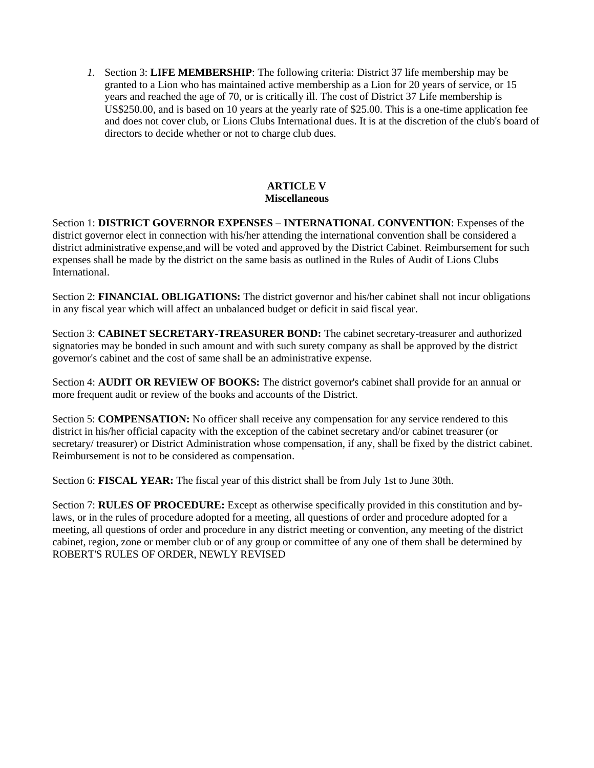1. Section 3: **LIFE MEMBERSHIP**: The following criteria: District 37 life membership may be granted to a Lion who has maintained active membership as a Lion for 20 years of service, or 15 years and reached the age of 70, or is critically ill. The cost of District 37 Life membership is US$250.00, and is based on 10 years at the yearly rate of $25.00. This is a one-time application fee and does not cover club, or Lions Clubs International dues. It is at the discretion of the club's board of directors to decide whether or not to charge club dues.

## ARTICLE V
## Miscellaneous

Section 1: **DISTRICT GOVERNOR EXPENSES – INTERNATIONAL CONVENTION**: Expenses of the district governor elect in connection with his/her attending the international convention shall be considered a district administrative expense,and will be voted and approved by the District Cabinet. Reimbursement for such expenses shall be made by the district on the same basis as outlined in the Rules of Audit of Lions Clubs International.

Section 2: **FINANCIAL OBLIGATIONS:** The district governor and his/her cabinet shall not incur obligations in any fiscal year which will affect an unbalanced budget or deficit in said fiscal year.

Section 3: **CABINET SECRETARY-TREASURER BOND:** The cabinet secretary-treasurer and authorized signatories may be bonded in such amount and with such surety company as shall be approved by the district governor's cabinet and the cost of same shall be an administrative expense.

Section 4: **AUDIT OR REVIEW OF BOOKS:** The district governor's cabinet shall provide for an annual or more frequent audit or review of the books and accounts of the District.

Section 5: **COMPENSATION:** No officer shall receive any compensation for any service rendered to this district in his/her official capacity with the exception of the cabinet secretary and/or cabinet treasurer (or secretary/ treasurer) or District Administration whose compensation, if any, shall be fixed by the district cabinet. Reimbursement is not to be considered as compensation.

Section 6: **FISCAL YEAR:** The fiscal year of this district shall be from July 1st to June 30th.

Section 7: **RULES OF PROCEDURE:** Except as otherwise specifically provided in this constitution and by-laws, or in the rules of procedure adopted for a meeting, all questions of order and procedure adopted for a meeting, all questions of order and procedure in any district meeting or convention, any meeting of the district cabinet, region, zone or member club or of any group or committee of any one of them shall be determined by ROBERT'S RULES OF ORDER, NEWLY REVISED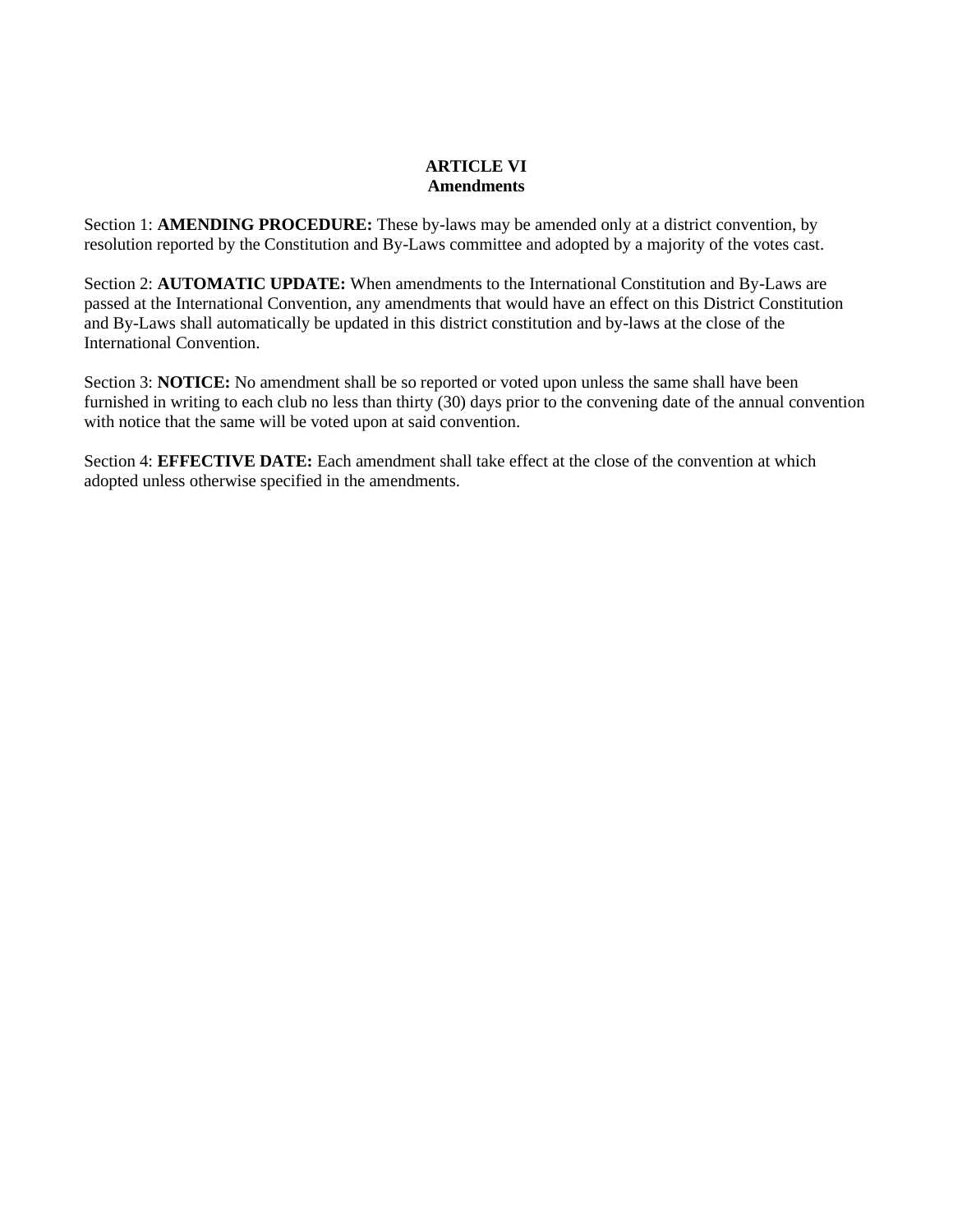## ARTICLE VI
## Amendments

Section 1: **AMENDING PROCEDURE:** These by-laws may be amended only at a district convention, by resolution reported by the Constitution and By-Laws committee and adopted by a majority of the votes cast.

Section 2: **AUTOMATIC UPDATE:** When amendments to the International Constitution and By-Laws are passed at the International Convention, any amendments that would have an effect on this District Constitution and By-Laws shall automatically be updated in this district constitution and by-laws at the close of the International Convention.

Section 3: **NOTICE:** No amendment shall be so reported or voted upon unless the same shall have been furnished in writing to each club no less than thirty (30) days prior to the convening date of the annual convention with notice that the same will be voted upon at said convention.

Section 4: **EFFECTIVE DATE:** Each amendment shall take effect at the close of the convention at which adopted unless otherwise specified in the amendments.